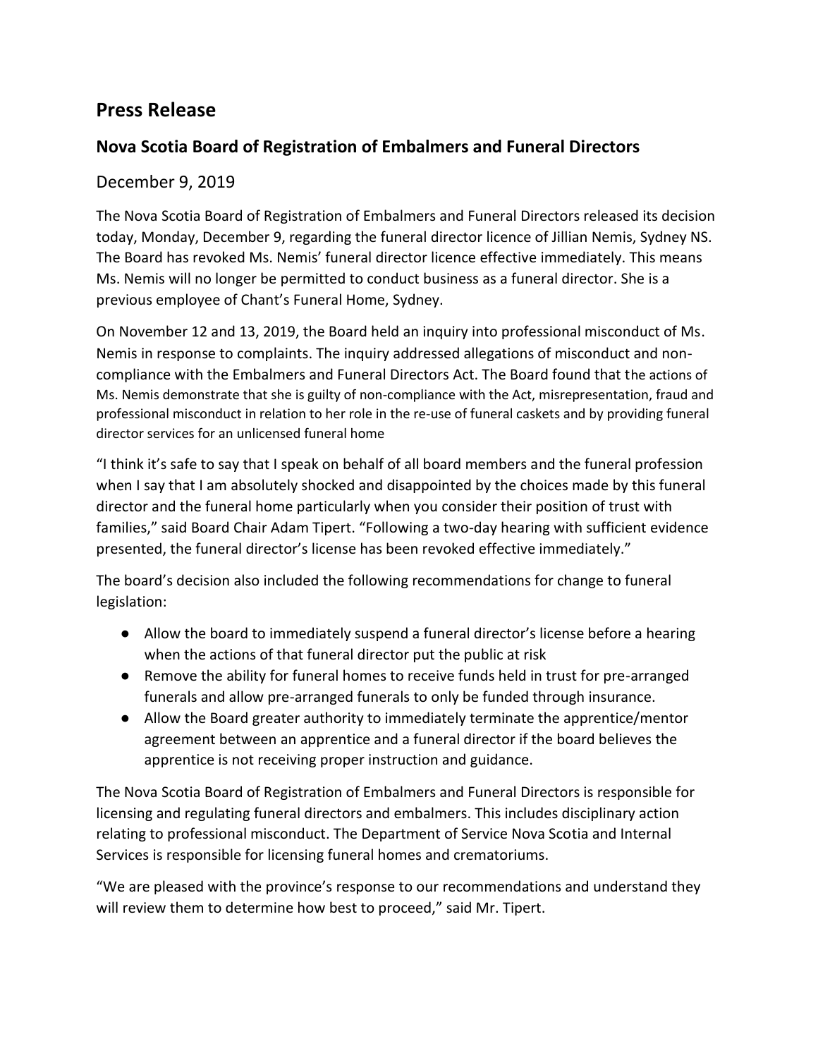# Press Release

## Nova Scotia Board of Registration of Embalmers and Funeral Directors

December 9, 2019

The Nova Scotia Board of Registration of Embalmers and Funeral Directors released its decision today, Monday, December 9, regarding the funeral director licence of Jillian Nemis, Sydney NS. The Board has revoked Ms. Nemis' funeral director licence effective immediately. This means Ms. Nemis will no longer be permitted to conduct business as a funeral director. She is a previous employee of Chant's Funeral Home, Sydney.

On November 12 and 13, 2019, the Board held an inquiry into professional misconduct of Ms. Nemis in response to complaints. The inquiry addressed allegations of misconduct and non-compliance with the Embalmers and Funeral Directors Act. The Board found that the actions of Ms. Nemis demonstrate that she is guilty of non-compliance with the Act, misrepresentation, fraud and professional misconduct in relation to her role in the re-use of funeral caskets and by providing funeral director services for an unlicensed funeral home

"I think it's safe to say that I speak on behalf of all board members and the funeral profession when I say that I am absolutely shocked and disappointed by the choices made by this funeral director and the funeral home particularly when you consider their position of trust with families," said Board Chair Adam Tipert. "Following a two-day hearing with sufficient evidence presented, the funeral director's license has been revoked effective immediately."

The board's decision also included the following recommendations for change to funeral legislation:

- Allow the board to immediately suspend a funeral director's license before a hearing when the actions of that funeral director put the public at risk
- Remove the ability for funeral homes to receive funds held in trust for pre-arranged funerals and allow pre-arranged funerals to only be funded through insurance.
- Allow the Board greater authority to immediately terminate the apprentice/mentor agreement between an apprentice and a funeral director if the board believes the apprentice is not receiving proper instruction and guidance.

The Nova Scotia Board of Registration of Embalmers and Funeral Directors is responsible for licensing and regulating funeral directors and embalmers. This includes disciplinary action relating to professional misconduct. The Department of Service Nova Scotia and Internal Services is responsible for licensing funeral homes and crematoriums.

"We are pleased with the province's response to our recommendations and understand they will review them to determine how best to proceed," said Mr. Tipert.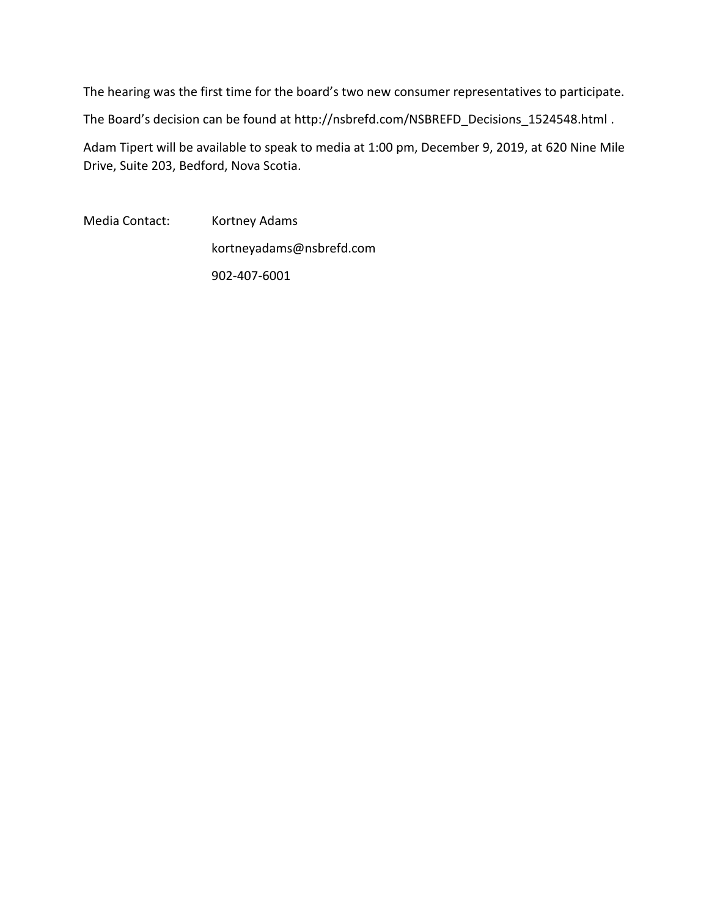The hearing was the first time for the board's two new consumer representatives to participate.

The Board's decision can be found at http://nsbrefd.com/NSBREFD_Decisions_1524548.html .

Adam Tipert will be available to speak to media at 1:00 pm, December 9, 2019, at 620 Nine Mile Drive, Suite 203, Bedford, Nova Scotia.

Media Contact: Kortney Adams
kortneyadams@nsbrefd.com
902-407-6001